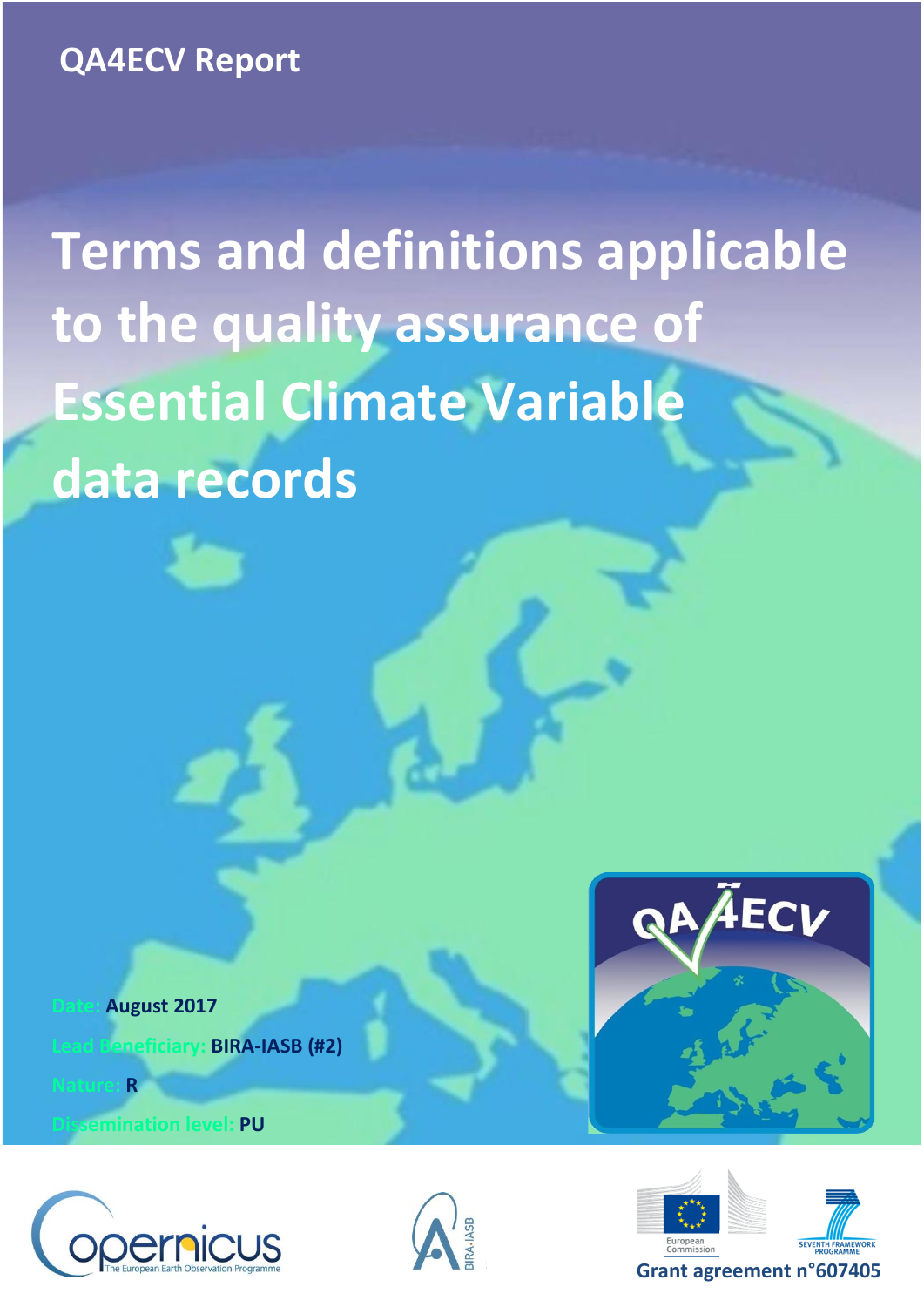QA4ECV Report

# Terms and definitions applicable to the quality assurance of Essential Climate Variable data records

Date: August 2017

Lead Beneficiary: BIRA-IASB (#2)

Nature: R

Dissemination level: PU

Grant agreement n°607405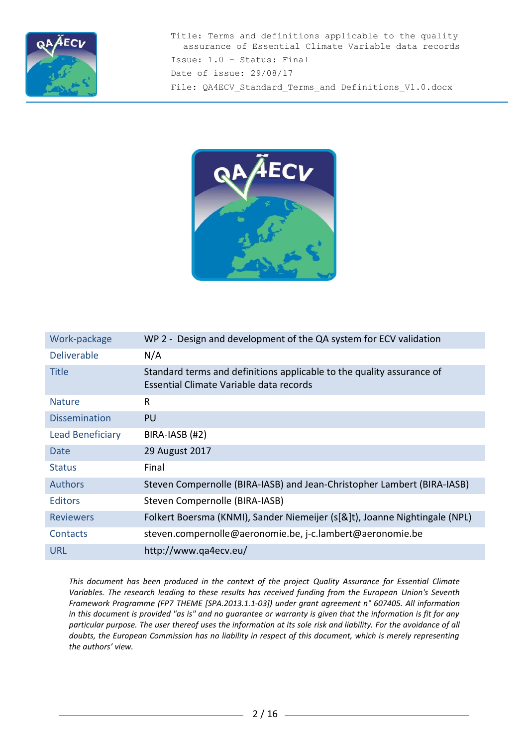| Work-package | WP 2 - Design and development of the QA system for ECV validation |
|---|---|
| Deliverable | N/A |
| Title | Standard terms and definitions applicable to the quality assurance of Essential Climate Variable data records |
| Nature | R |
| Dissemination | PU |
| Lead Beneficiary | BIRA-IASB (#2) |
| Date | 29 August 2017 |
| Status | Final |
| Authors | Steven Compernolle (BIRA-IASB) and Jean-Christopher Lambert (BIRA-IASB) |
| Editors | Steven Compernolle (BIRA-IASB) |
| Reviewers | Folkert Boersma (KNMI), Sander Niemeijer (s[&]t), Joanne Nightingale (NPL) |
| Contacts | steven.compernolle@aeronomie.be, j-c.lambert@aeronomie.be |
| URL | http://www.qa4ecv.eu/ |

*This document has been produced in the context of the project Quality Assurance for Essential Climate Variables. The research leading to these results has received funding from the European Union's Seventh Framework Programme (FP7 THEME [SPA.2013.1.1-03]) under grant agreement n° 607405. All information in this document is provided "as is" and no guarantee or warranty is given that the information is fit for any particular purpose. The user thereof uses the information at its sole risk and liability. For the avoidance of all doubts, the European Commission has no liability in respect of this document, which is merely representing the authors' view.*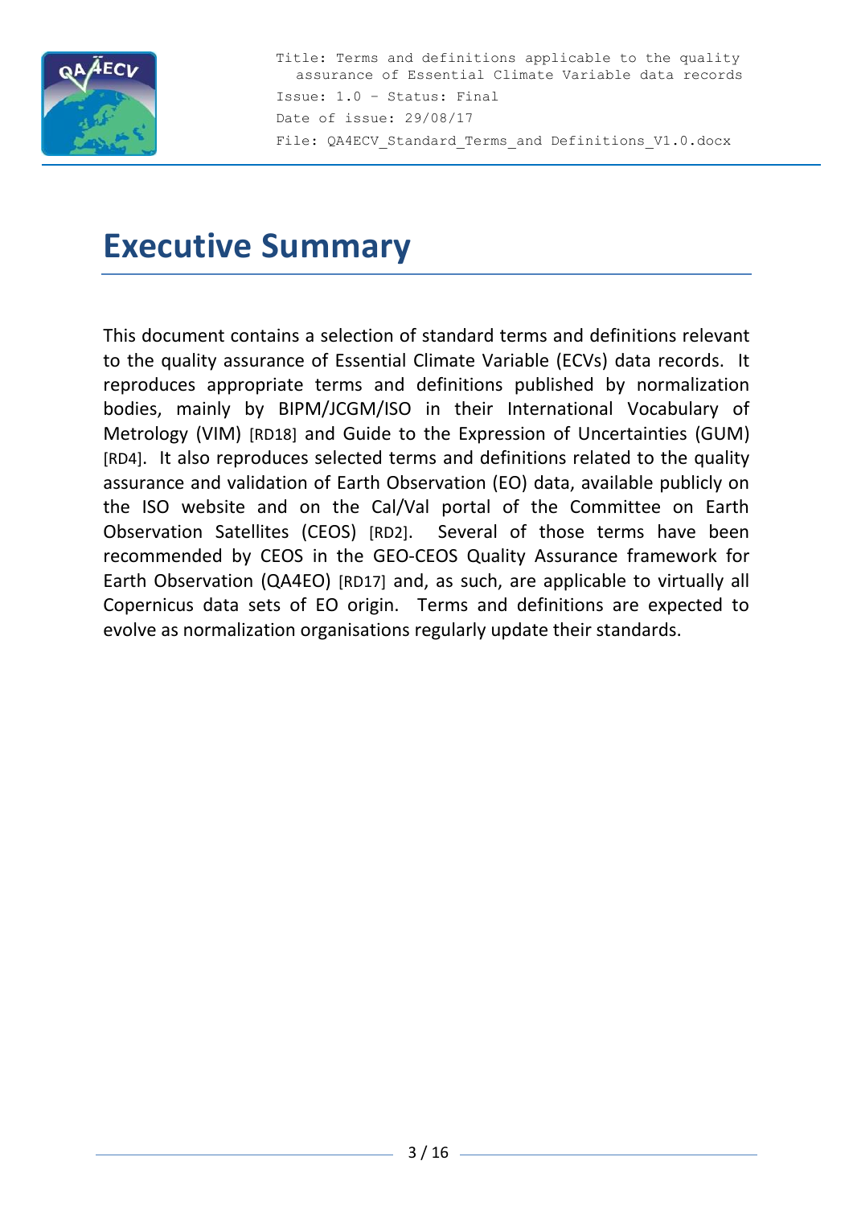# Executive Summary

This document contains a selection of standard terms and definitions relevant to the quality assurance of Essential Climate Variable (ECVs) data records. It reproduces appropriate terms and definitions published by normalization bodies, mainly by BIPM/JCGM/ISO in their International Vocabulary of Metrology (VIM) [RD18] and Guide to the Expression of Uncertainties (GUM) [RD4]. It also reproduces selected terms and definitions related to the quality assurance and validation of Earth Observation (EO) data, available publicly on the ISO website and on the Cal/Val portal of the Committee on Earth Observation Satellites (CEOS) [RD2]. Several of those terms have been recommended by CEOS in the GEO-CEOS Quality Assurance framework for Earth Observation (QA4EO) [RD17] and, as such, are applicable to virtually all Copernicus data sets of EO origin. Terms and definitions are expected to evolve as normalization organisations regularly update their standards.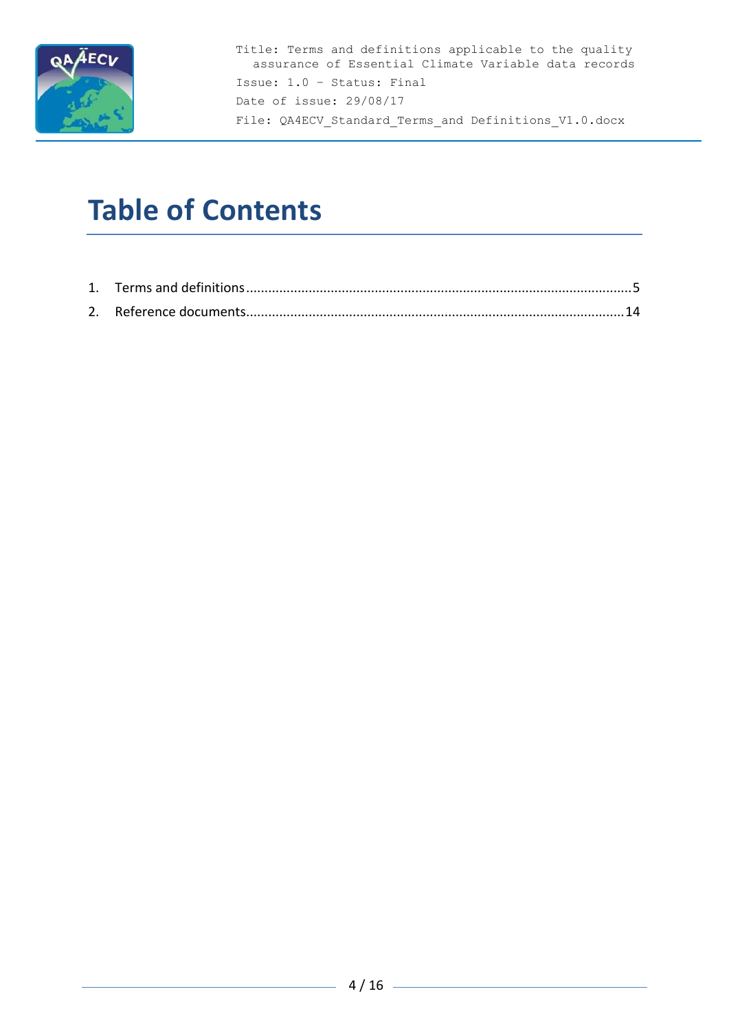# Table of Contents

1. Terms and definitions ........................................................................................................ 5
2. Reference documents........................................................................................................ 14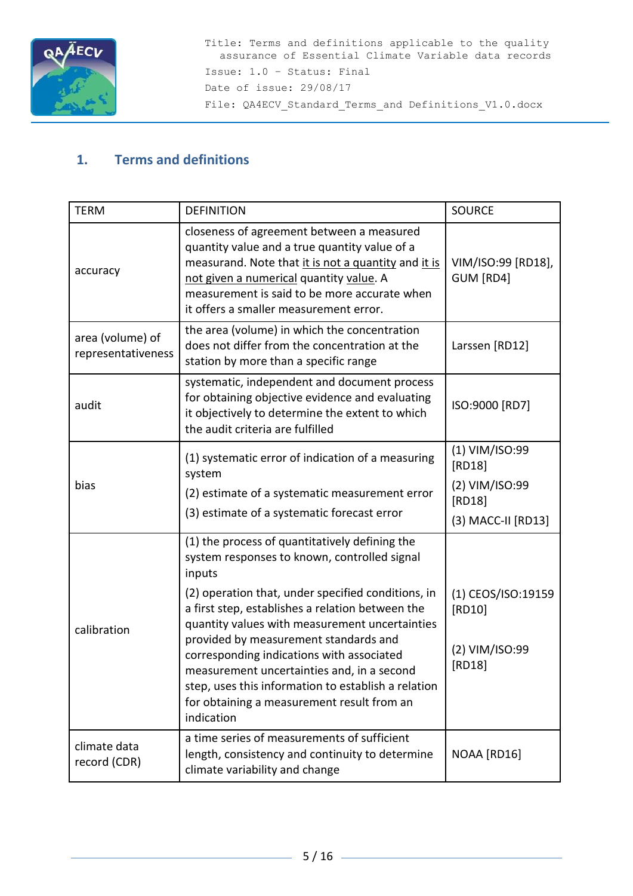# 1. Terms and definitions

| TERM | DEFINITION | SOURCE |
|---|---|---|
| accuracy | closeness of agreement between a measured quantity value and a true quantity value of a measurand. Note that it is not a quantity and it is not given a numerical quantity value. A measurement is said to be more accurate when it offers a smaller measurement error. | VIM/ISO:99 [RD18], GUM [RD4] |
| area (volume) of representativeness | the area (volume) in which the concentration does not differ from the concentration at the station by more than a specific range | Larssen [RD12] |
| audit | systematic, independent and document process for obtaining objective evidence and evaluating it objectively to determine the extent to which the audit criteria are fulfilled | ISO:9000 [RD7] |
| bias | (1) systematic error of indication of a measuring system<br>(2) estimate of a systematic measurement error<br>(3) estimate of a systematic forecast error | (1) VIM/ISO:99 [RD18]<br>(2) VIM/ISO:99 [RD18]<br>(3) MACC-II [RD13] |
| calibration | (1) the process of quantitatively defining the system responses to known, controlled signal inputs<br>(2) operation that, under specified conditions, in a first step, establishes a relation between the quantity values with measurement uncertainties provided by measurement standards and corresponding indications with associated measurement uncertainties and, in a second step, uses this information to establish a relation for obtaining a measurement result from an indication | (1) CEOS/ISO:19159 [RD10]<br>(2) VIM/ISO:99 [RD18] |
| climate data record (CDR) | a time series of measurements of sufficient length, consistency and continuity to determine climate variability and change | NOAA [RD16] |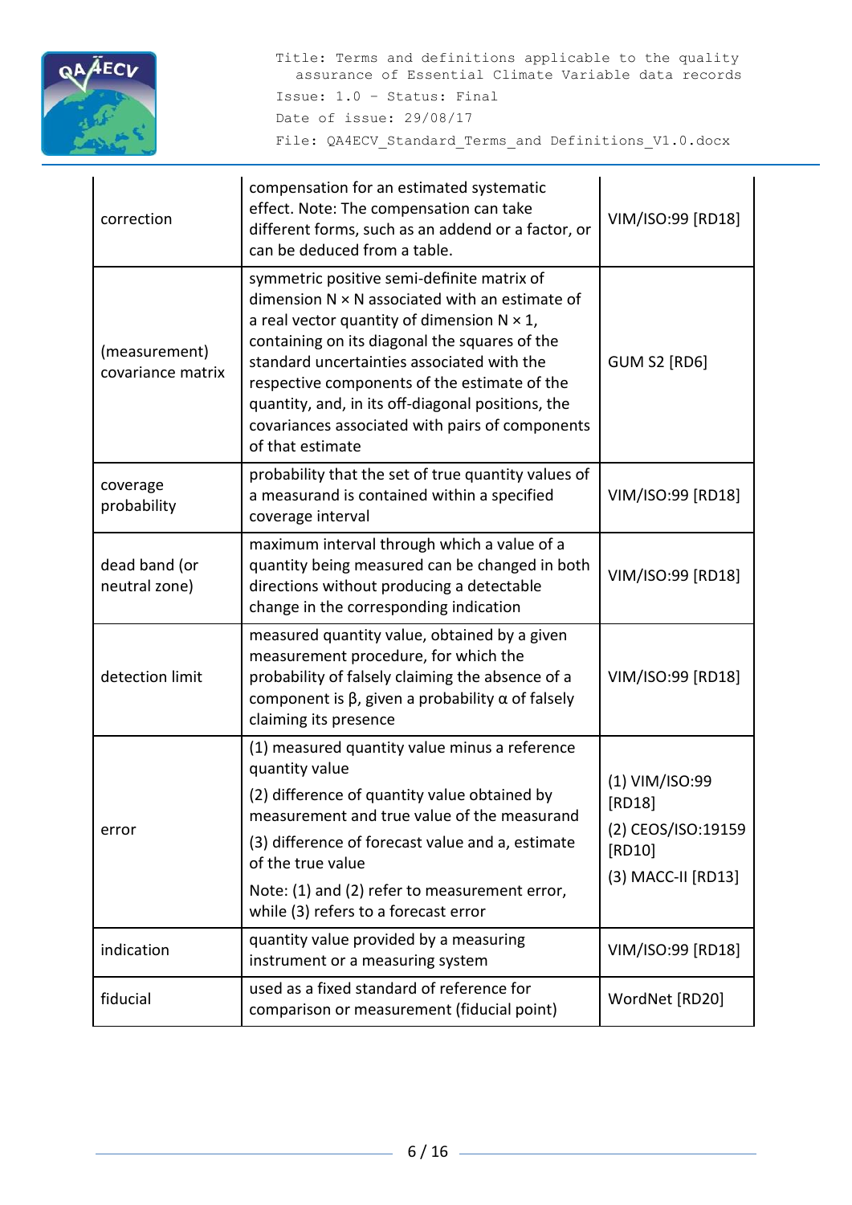| | | |
|---|---|---|
| correction | compensation for an estimated systematic effect. Note: The compensation can take different forms, such as an addend or a factor, or can be deduced from a table. | VIM/ISO:99 [RD18] |
| (measurement) covariance matrix | symmetric positive semi-definite matrix of dimension N × N associated with an estimate of a real vector quantity of dimension N × 1, containing on its diagonal the squares of the standard uncertainties associated with the respective components of the estimate of the quantity, and, in its off-diagonal positions, the covariances associated with pairs of components of that estimate | GUM S2 [RD6] |
| coverage probability | probability that the set of true quantity values of a measurand is contained within a specified coverage interval | VIM/ISO:99 [RD18] |
| dead band (or neutral zone) | maximum interval through which a value of a quantity being measured can be changed in both directions without producing a detectable change in the corresponding indication | VIM/ISO:99 [RD18] |
| detection limit | measured quantity value, obtained by a given measurement procedure, for which the probability of falsely claiming the absence of a component is β, given a probability α of falsely claiming its presence | VIM/ISO:99 [RD18] |
| error | (1) measured quantity value minus a reference quantity value<br>(2) difference of quantity value obtained by measurement and true value of the measurand<br>(3) difference of forecast value and a, estimate of the true value<br>Note: (1) and (2) refer to measurement error, while (3) refers to a forecast error | (1) VIM/ISO:99 [RD18]<br>(2) CEOS/ISO:19159 [RD10]<br>(3) MACC-II [RD13] |
| indication | quantity value provided by a measuring instrument or a measuring system | VIM/ISO:99 [RD18] |
| fiducial | used as a fixed standard of reference for comparison or measurement (fiducial point) | WordNet [RD20] |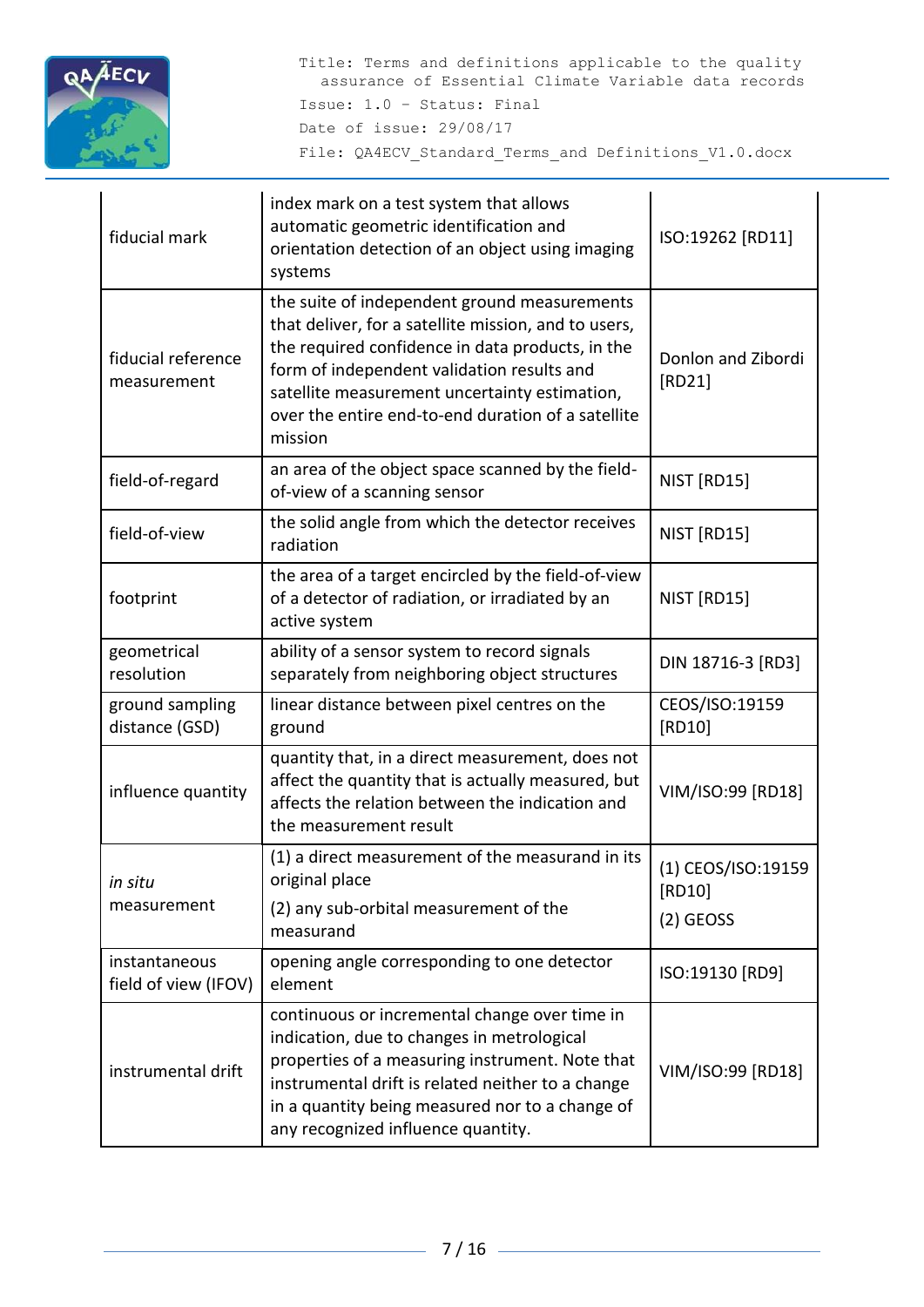| | | |
|---|---|---|
| fiducial mark | index mark on a test system that allows automatic geometric identification and orientation detection of an object using imaging systems | ISO:19262 [RD11] |
| fiducial reference measurement | the suite of independent ground measurements that deliver, for a satellite mission, and to users, the required confidence in data products, in the form of independent validation results and satellite measurement uncertainty estimation, over the entire end-to-end duration of a satellite mission | Donlon and Zibordi [RD21] |
| field-of-regard | an area of the object space scanned by the field-of-view of a scanning sensor | NIST [RD15] |
| field-of-view | the solid angle from which the detector receives radiation | NIST [RD15] |
| footprint | the area of a target encircled by the field-of-view of a detector of radiation, or irradiated by an active system | NIST [RD15] |
| geometrical resolution | ability of a sensor system to record signals separately from neighboring object structures | DIN 18716-3 [RD3] |
| ground sampling distance (GSD) | linear distance between pixel centres on the ground | CEOS/ISO:19159 [RD10] |
| influence quantity | quantity that, in a direct measurement, does not affect the quantity that is actually measured, but affects the relation between the indication and the measurement result | VIM/ISO:99 [RD18] |
| *in situ* measurement | (1) a direct measurement of the measurand in its original place<br>(2) any sub-orbital measurement of the measurand | (1) CEOS/ISO:19159 [RD10]<br>(2) GEOSS |
| instantaneous field of view (IFOV) | opening angle corresponding to one detector element | ISO:19130 [RD9] |
| instrumental drift | continuous or incremental change over time in indication, due to changes in metrological properties of a measuring instrument. Note that instrumental drift is related neither to a change in a quantity being measured nor to a change of any recognized influence quantity. | VIM/ISO:99 [RD18] |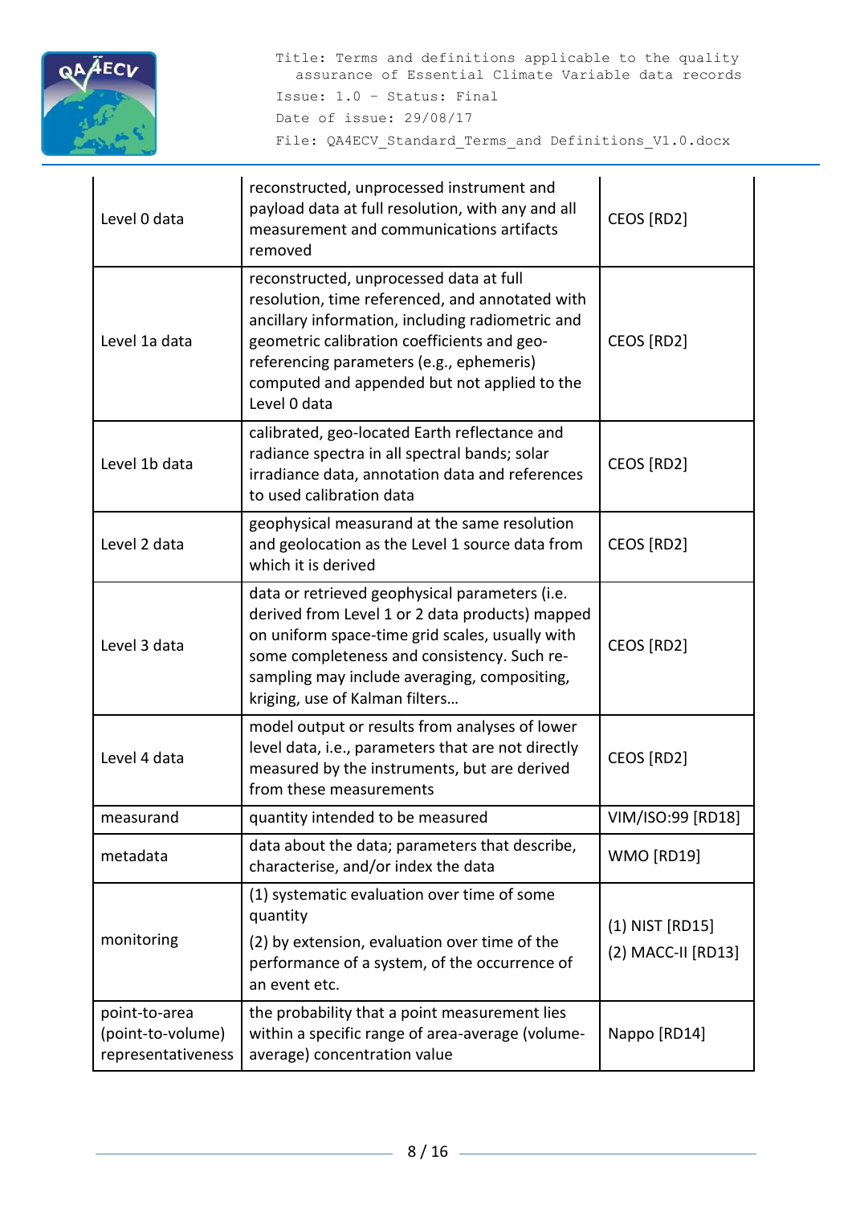| | | |
|---|---|---|
| Level 0 data | reconstructed, unprocessed instrument and payload data at full resolution, with any and all measurement and communications artifacts removed | CEOS [RD2] |
| Level 1a data | reconstructed, unprocessed data at full resolution, time referenced, and annotated with ancillary information, including radiometric and geometric calibration coefficients and geo-referencing parameters (e.g., ephemeris) computed and appended but not applied to the Level 0 data | CEOS [RD2] |
| Level 1b data | calibrated, geo-located Earth reflectance and radiance spectra in all spectral bands; solar irradiance data, annotation data and references to used calibration data | CEOS [RD2] |
| Level 2 data | geophysical measurand at the same resolution and geolocation as the Level 1 source data from which it is derived | CEOS [RD2] |
| Level 3 data | data or retrieved geophysical parameters (i.e. derived from Level 1 or 2 data products) mapped on uniform space-time grid scales, usually with some completeness and consistency. Such re-sampling may include averaging, compositing, kriging, use of Kalman filters… | CEOS [RD2] |
| Level 4 data | model output or results from analyses of lower level data, i.e., parameters that are not directly measured by the instruments, but are derived from these measurements | CEOS [RD2] |
| measurand | quantity intended to be measured | VIM/ISO:99 [RD18] |
| metadata | data about the data; parameters that describe, characterise, and/or index the data | WMO [RD19] |
| monitoring | (1) systematic evaluation over time of some quantity<br>(2) by extension, evaluation over time of the performance of a system, of the occurrence of an event etc. | (1) NIST [RD15]<br>(2) MACC-II [RD13] |
| point-to-area (point-to-volume) representativeness | the probability that a point measurement lies within a specific range of area-average (volume-average) concentration value | Nappo [RD14] |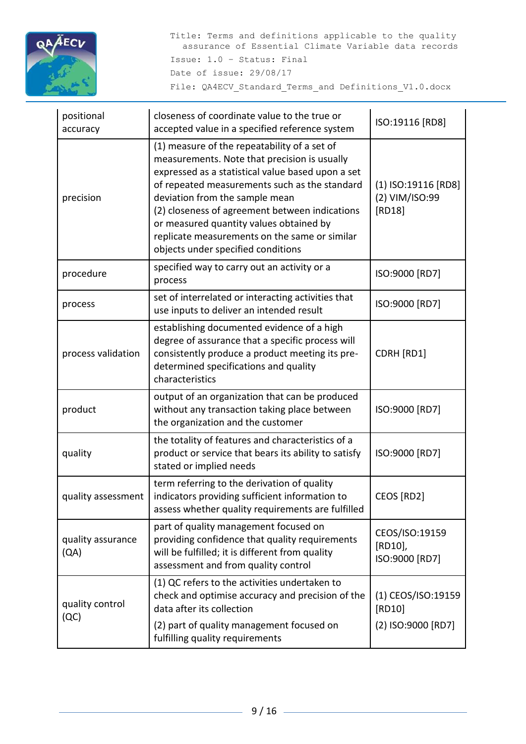| positional accuracy | closeness of coordinate value to the true or accepted value in a specified reference system | ISO:19116 [RD8] |
|---|---|---|
| precision | (1) measure of the repeatability of a set of measurements. Note that precision is usually expressed as a statistical value based upon a set of repeated measurements such as the standard deviation from the sample mean<br>(2) closeness of agreement between indications or measured quantity values obtained by replicate measurements on the same or similar objects under specified conditions | (1) ISO:19116 [RD8]<br>(2) VIM/ISO:99 [RD18] |
| procedure | specified way to carry out an activity or a process | ISO:9000 [RD7] |
| process | set of interrelated or interacting activities that use inputs to deliver an intended result | ISO:9000 [RD7] |
| process validation | establishing documented evidence of a high degree of assurance that a specific process will consistently produce a product meeting its pre-determined specifications and quality characteristics | CDRH [RD1] |
| product | output of an organization that can be produced without any transaction taking place between the organization and the customer | ISO:9000 [RD7] |
| quality | the totality of features and characteristics of a product or service that bears its ability to satisfy stated or implied needs | ISO:9000 [RD7] |
| quality assessment | term referring to the derivation of quality indicators providing sufficient information to assess whether quality requirements are fulfilled | CEOS [RD2] |
| quality assurance (QA) | part of quality management focused on providing confidence that quality requirements will be fulfilled; it is different from quality assessment and from quality control | CEOS/ISO:19159 [RD10],<br>ISO:9000 [RD7] |
| quality control (QC) | (1) QC refers to the activities undertaken to check and optimise accuracy and precision of the data after its collection<br>(2) part of quality management focused on fulfilling quality requirements | (1) CEOS/ISO:19159 [RD10]<br>(2) ISO:9000 [RD7] |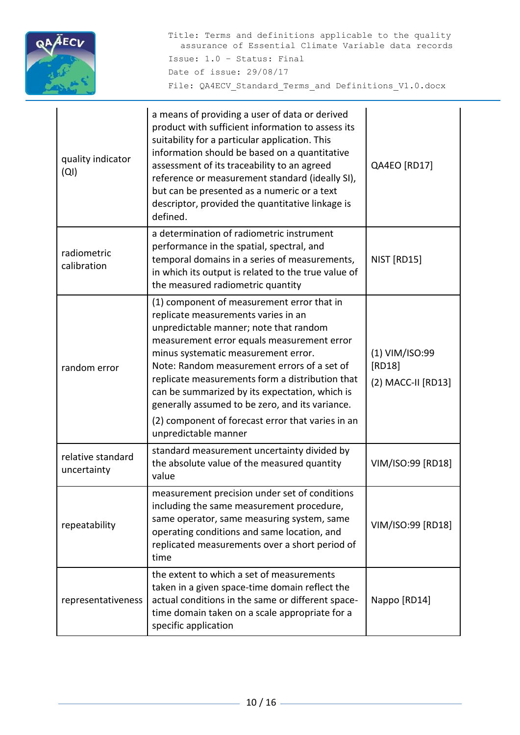| | | |
|---|---|---|
| quality indicator (QI) | a means of providing a user of data or derived product with sufficient information to assess its suitability for a particular application. This information should be based on a quantitative assessment of its traceability to an agreed reference or measurement standard (ideally SI), but can be presented as a numeric or a text descriptor, provided the quantitative linkage is defined. | QA4EO [RD17] |
| radiometric calibration | a determination of radiometric instrument performance in the spatial, spectral, and temporal domains in a series of measurements, in which its output is related to the true value of the measured radiometric quantity | NIST [RD15] |
| random error | (1) component of measurement error that in replicate measurements varies in an unpredictable manner; note that random measurement error equals measurement error minus systematic measurement error. Note: Random measurement errors of a set of replicate measurements form a distribution that can be summarized by its expectation, which is generally assumed to be zero, and its variance. (2) component of forecast error that varies in an unpredictable manner | (1) VIM/ISO:99 [RD18] (2) MACC-II [RD13] |
| relative standard uncertainty | standard measurement uncertainty divided by the absolute value of the measured quantity value | VIM/ISO:99 [RD18] |
| repeatability | measurement precision under set of conditions including the same measurement procedure, same operator, same measuring system, same operating conditions and same location, and replicated measurements over a short period of time | VIM/ISO:99 [RD18] |
| representativeness | the extent to which a set of measurements taken in a given space-time domain reflect the actual conditions in the same or different space-time domain taken on a scale appropriate for a specific application | Nappo [RD14] |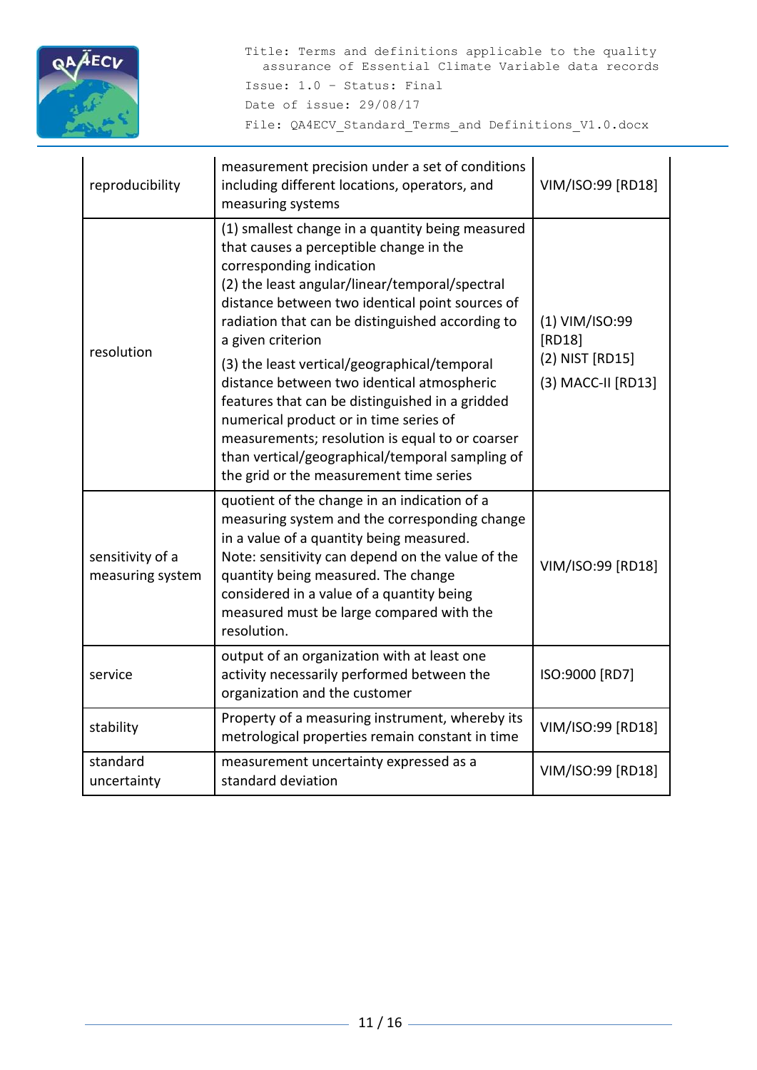| | | |
|---|---|---|
| reproducibility | measurement precision under a set of conditions including different locations, operators, and measuring systems | VIM/ISO:99 [RD18] |
| resolution | (1) smallest change in a quantity being measured that causes a perceptible change in the corresponding indication<br>(2) the least angular/linear/temporal/spectral distance between two identical point sources of radiation that can be distinguished according to a given criterion<br>(3) the least vertical/geographical/temporal distance between two identical atmospheric features that can be distinguished in a gridded numerical product or in time series of measurements; resolution is equal to or coarser than vertical/geographical/temporal sampling of the grid or the measurement time series | (1) VIM/ISO:99 [RD18]<br>(2) NIST [RD15]<br>(3) MACC-II [RD13] |
| sensitivity of a measuring system | quotient of the change in an indication of a measuring system and the corresponding change in a value of a quantity being measured.<br>Note: sensitivity can depend on the value of the quantity being measured. The change considered in a value of a quantity being measured must be large compared with the resolution. | VIM/ISO:99 [RD18] |
| service | output of an organization with at least one activity necessarily performed between the organization and the customer | ISO:9000 [RD7] |
| stability | Property of a measuring instrument, whereby its metrological properties remain constant in time | VIM/ISO:99 [RD18] |
| standard uncertainty | measurement uncertainty expressed as a standard deviation | VIM/ISO:99 [RD18] |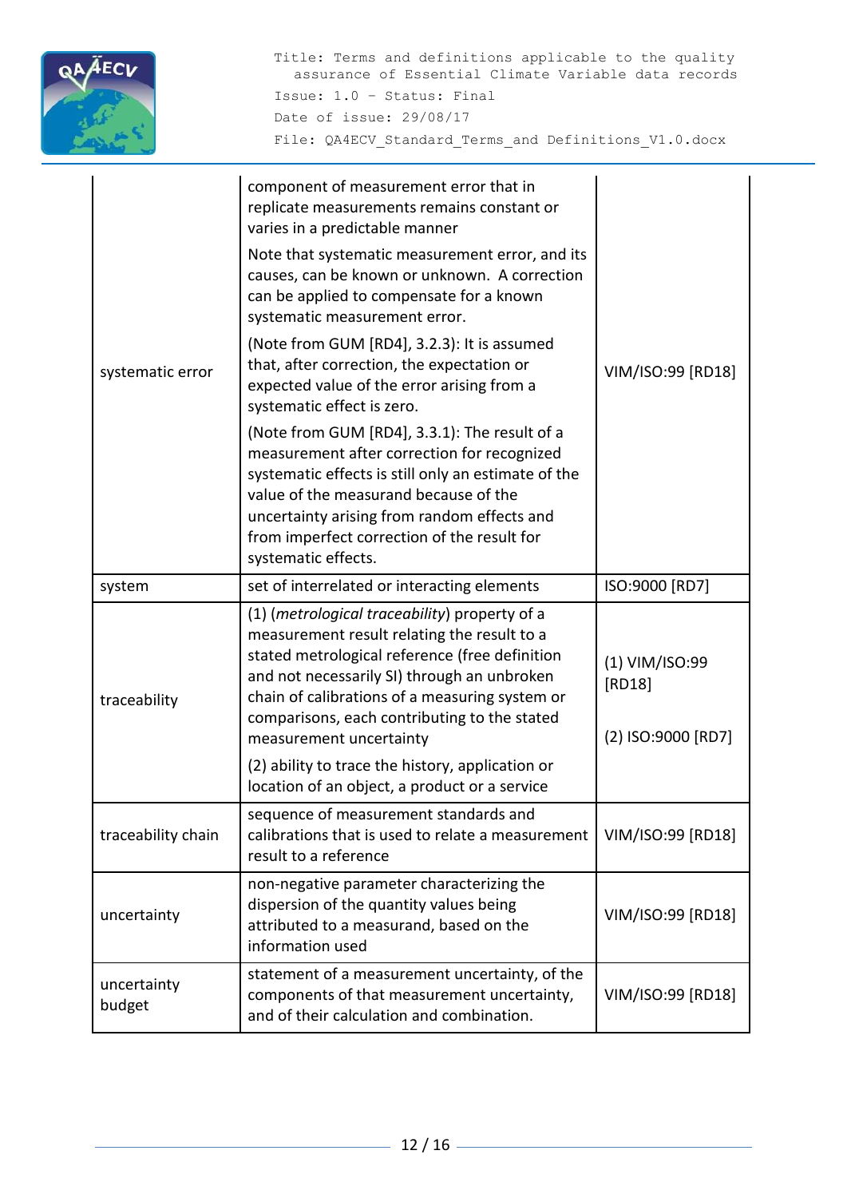| | | |
|---|---|---|
| systematic error | component of measurement error that in replicate measurements remains constant or varies in a predictable manner<br><br>Note that systematic measurement error, and its causes, can be known or unknown. A correction can be applied to compensate for a known systematic measurement error.<br><br>(Note from GUM [RD4], 3.2.3): It is assumed that, after correction, the expectation or expected value of the error arising from a systematic effect is zero.<br><br>(Note from GUM [RD4], 3.3.1): The result of a measurement after correction for recognized systematic effects is still only an estimate of the value of the measurand because of the uncertainty arising from random effects and from imperfect correction of the result for systematic effects. | VIM/ISO:99 [RD18] |
| system | set of interrelated or interacting elements | ISO:9000 [RD7] |
| traceability | (1) (*metrological traceability*) property of a measurement result relating the result to a stated metrological reference (free definition and not necessarily SI) through an unbroken chain of calibrations of a measuring system or comparisons, each contributing to the stated measurement uncertainty<br><br>(2) ability to trace the history, application or location of an object, a product or a service | (1) VIM/ISO:99 [RD18]<br><br>(2) ISO:9000 [RD7] |
| traceability chain | sequence of measurement standards and calibrations that is used to relate a measurement result to a reference | VIM/ISO:99 [RD18] |
| uncertainty | non-negative parameter characterizing the dispersion of the quantity values being attributed to a measurand, based on the information used | VIM/ISO:99 [RD18] |
| uncertainty budget | statement of a measurement uncertainty, of the components of that measurement uncertainty, and of their calculation and combination. | VIM/ISO:99 [RD18] |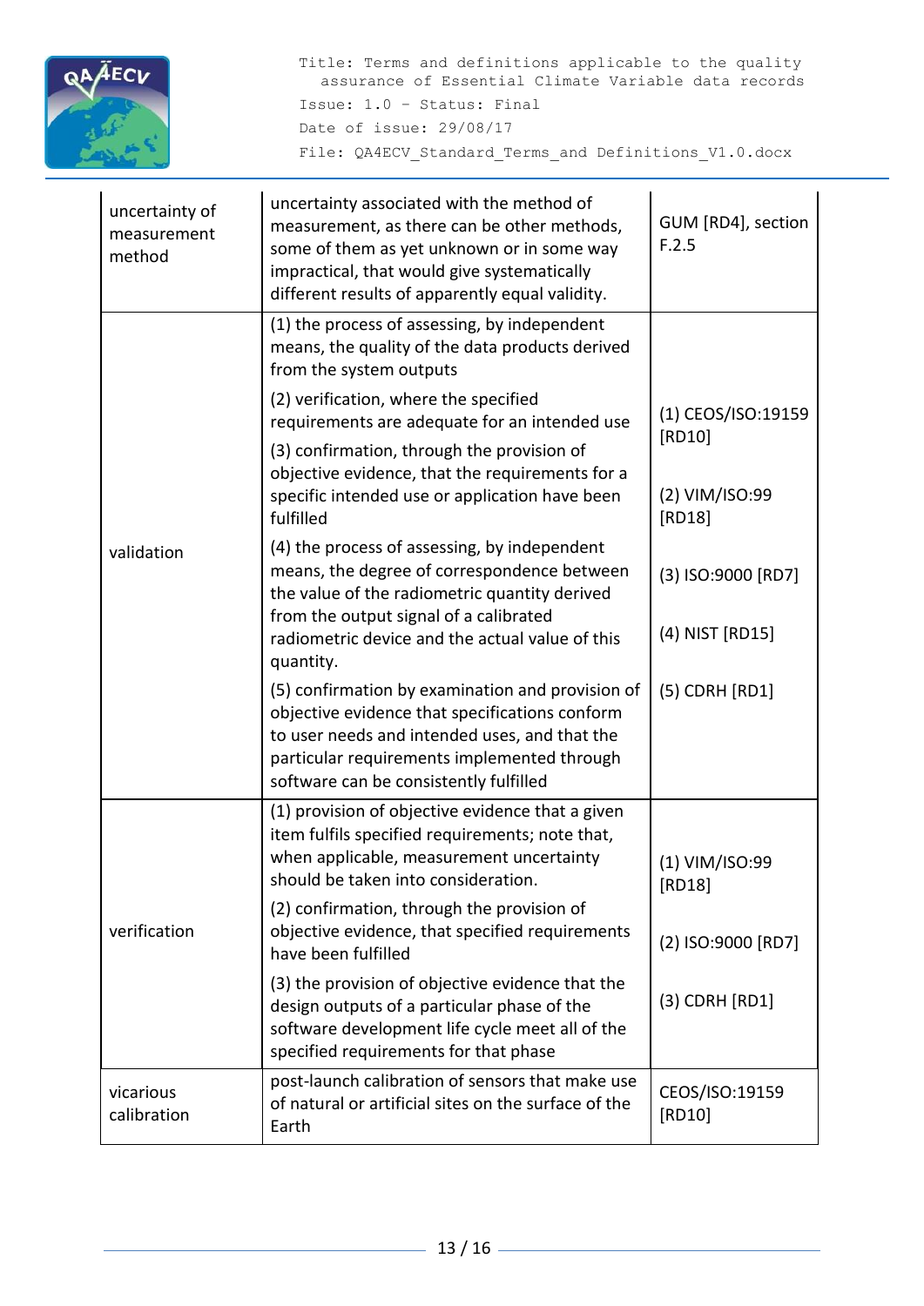| | | |
|---|---|---|
| uncertainty of measurement method | uncertainty associated with the method of measurement, as there can be other methods, some of them as yet unknown or in some way impractical, that would give systematically different results of apparently equal validity. | GUM [RD4], section F.2.5 |
| validation | (1) the process of assessing, by independent means, the quality of the data products derived from the system outputs<br><br>(2) verification, where the specified requirements are adequate for an intended use<br><br>(3) confirmation, through the provision of objective evidence, that the requirements for a specific intended use or application have been fulfilled<br><br>(4) the process of assessing, by independent means, the degree of correspondence between the value of the radiometric quantity derived from the output signal of a calibrated radiometric device and the actual value of this quantity.<br><br>(5) confirmation by examination and provision of objective evidence that specifications conform to user needs and intended uses, and that the particular requirements implemented through software can be consistently fulfilled | (1) CEOS/ISO:19159 [RD10]<br><br>(2) VIM/ISO:99 [RD18]<br><br>(3) ISO:9000 [RD7]<br><br>(4) NIST [RD15]<br><br>(5) CDRH [RD1] |
| verification | (1) provision of objective evidence that a given item fulfils specified requirements; note that, when applicable, measurement uncertainty should be taken into consideration.<br><br>(2) confirmation, through the provision of objective evidence, that specified requirements have been fulfilled<br><br>(3) the provision of objective evidence that the design outputs of a particular phase of the software development life cycle meet all of the specified requirements for that phase | (1) VIM/ISO:99 [RD18]<br><br>(2) ISO:9000 [RD7]<br><br>(3) CDRH [RD1] |
| vicarious calibration | post-launch calibration of sensors that make use of natural or artificial sites on the surface of the Earth | CEOS/ISO:19159 [RD10] |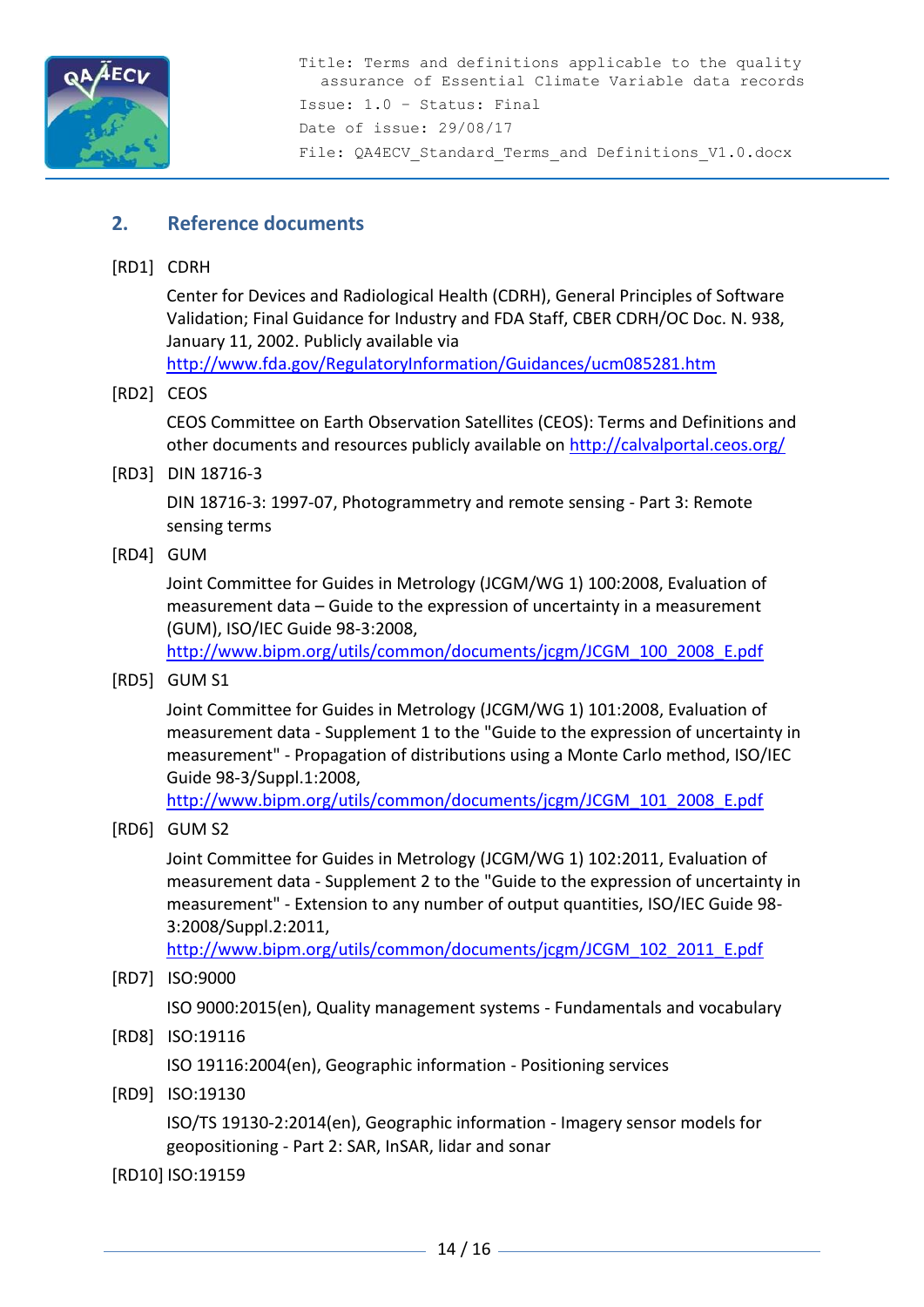## 2. Reference documents

[RD1] CDRH

Center for Devices and Radiological Health (CDRH), General Principles of Software Validation; Final Guidance for Industry and FDA Staff, CBER CDRH/OC Doc. N. 938, January 11, 2002. Publicly available via http://www.fda.gov/RegulatoryInformation/Guidances/ucm085281.htm

[RD2] CEOS

CEOS Committee on Earth Observation Satellites (CEOS): Terms and Definitions and other documents and resources publicly available on http://calvalportal.ceos.org/

[RD3] DIN 18716-3

DIN 18716-3: 1997-07, Photogrammetry and remote sensing - Part 3: Remote sensing terms

[RD4] GUM

Joint Committee for Guides in Metrology (JCGM/WG 1) 100:2008, Evaluation of measurement data – Guide to the expression of uncertainty in a measurement (GUM), ISO/IEC Guide 98-3:2008, http://www.bipm.org/utils/common/documents/jcgm/JCGM_100_2008_E.pdf

[RD5] GUM S1

Joint Committee for Guides in Metrology (JCGM/WG 1) 101:2008, Evaluation of measurement data - Supplement 1 to the "Guide to the expression of uncertainty in measurement" - Propagation of distributions using a Monte Carlo method, ISO/IEC Guide 98-3/Suppl.1:2008, http://www.bipm.org/utils/common/documents/jcgm/JCGM_101_2008_E.pdf

[RD6] GUM S2

Joint Committee for Guides in Metrology (JCGM/WG 1) 102:2011, Evaluation of measurement data - Supplement 2 to the "Guide to the expression of uncertainty in measurement" - Extension to any number of output quantities, ISO/IEC Guide 98-3:2008/Suppl.2:2011, http://www.bipm.org/utils/common/documents/jcgm/JCGM_102_2011_E.pdf

[RD7] ISO:9000

ISO 9000:2015(en), Quality management systems - Fundamentals and vocabulary

[RD8] ISO:19116

ISO 19116:2004(en), Geographic information - Positioning services

[RD9] ISO:19130

ISO/TS 19130-2:2014(en), Geographic information - Imagery sensor models for geopositioning - Part 2: SAR, InSAR, lidar and sonar

[RD10] ISO:19159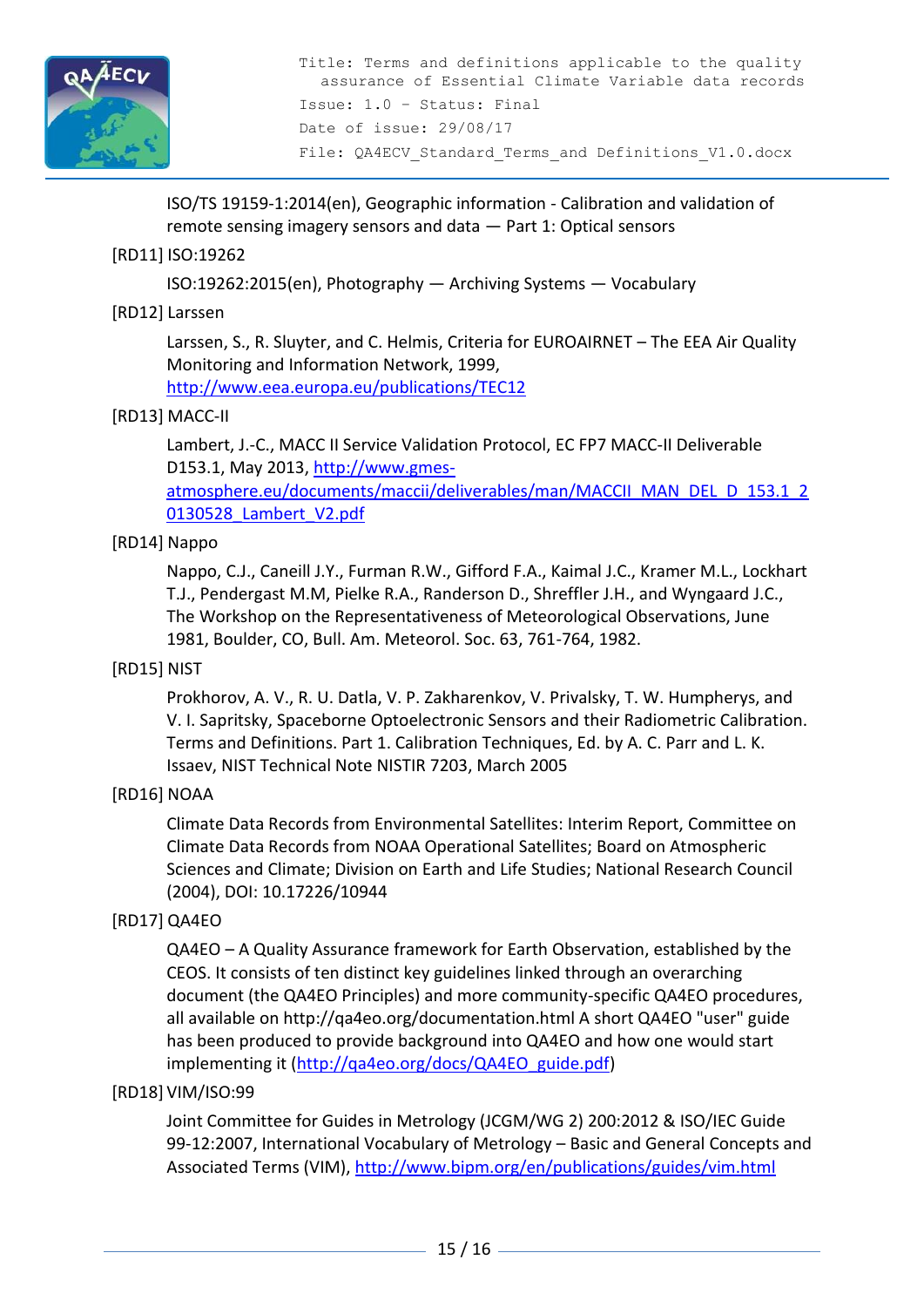ISO/TS 19159-1:2014(en), Geographic information - Calibration and validation of remote sensing imagery sensors and data — Part 1: Optical sensors

[RD11] ISO:19262

ISO:19262:2015(en), Photography — Archiving Systems — Vocabulary

[RD12] Larssen

Larssen, S., R. Sluyter, and C. Helmis, Criteria for EUROAIRNET – The EEA Air Quality Monitoring and Information Network, 1999, http://www.eea.europa.eu/publications/TEC12

[RD13] MACC-II

Lambert, J.-C., MACC II Service Validation Protocol, EC FP7 MACC-II Deliverable D153.1, May 2013, http://www.gmes-atmosphere.eu/documents/maccii/deliverables/man/MACCII_MAN_DEL_D_153.1_20130528_Lambert_V2.pdf

[RD14] Nappo

Nappo, C.J., Caneill J.Y., Furman R.W., Gifford F.A., Kaimal J.C., Kramer M.L., Lockhart T.J., Pendergast M.M, Pielke R.A., Randerson D., Shreffler J.H., and Wyngaard J.C., The Workshop on the Representativeness of Meteorological Observations, June 1981, Boulder, CO, Bull. Am. Meteorol. Soc. 63, 761-764, 1982.

[RD15] NIST

Prokhorov, A. V., R. U. Datla, V. P. Zakharenkov, V. Privalsky, T. W. Humpherys, and V. I. Sapritsky, Spaceborne Optoelectronic Sensors and their Radiometric Calibration. Terms and Definitions. Part 1. Calibration Techniques, Ed. by A. C. Parr and L. K. Issaev, NIST Technical Note NISTIR 7203, March 2005

[RD16] NOAA

Climate Data Records from Environmental Satellites: Interim Report, Committee on Climate Data Records from NOAA Operational Satellites; Board on Atmospheric Sciences and Climate; Division on Earth and Life Studies; National Research Council (2004), DOI: 10.17226/10944

[RD17] QA4EO

QA4EO – A Quality Assurance framework for Earth Observation, established by the CEOS. It consists of ten distinct key guidelines linked through an overarching document (the QA4EO Principles) and more community-specific QA4EO procedures, all available on http://qa4eo.org/documentation.html A short QA4EO "user" guide has been produced to provide background into QA4EO and how one would start implementing it (http://qa4eo.org/docs/QA4EO_guide.pdf)

[RD18] VIM/ISO:99

Joint Committee for Guides in Metrology (JCGM/WG 2) 200:2012 & ISO/IEC Guide 99-12:2007, International Vocabulary of Metrology – Basic and General Concepts and Associated Terms (VIM), http://www.bipm.org/en/publications/guides/vim.html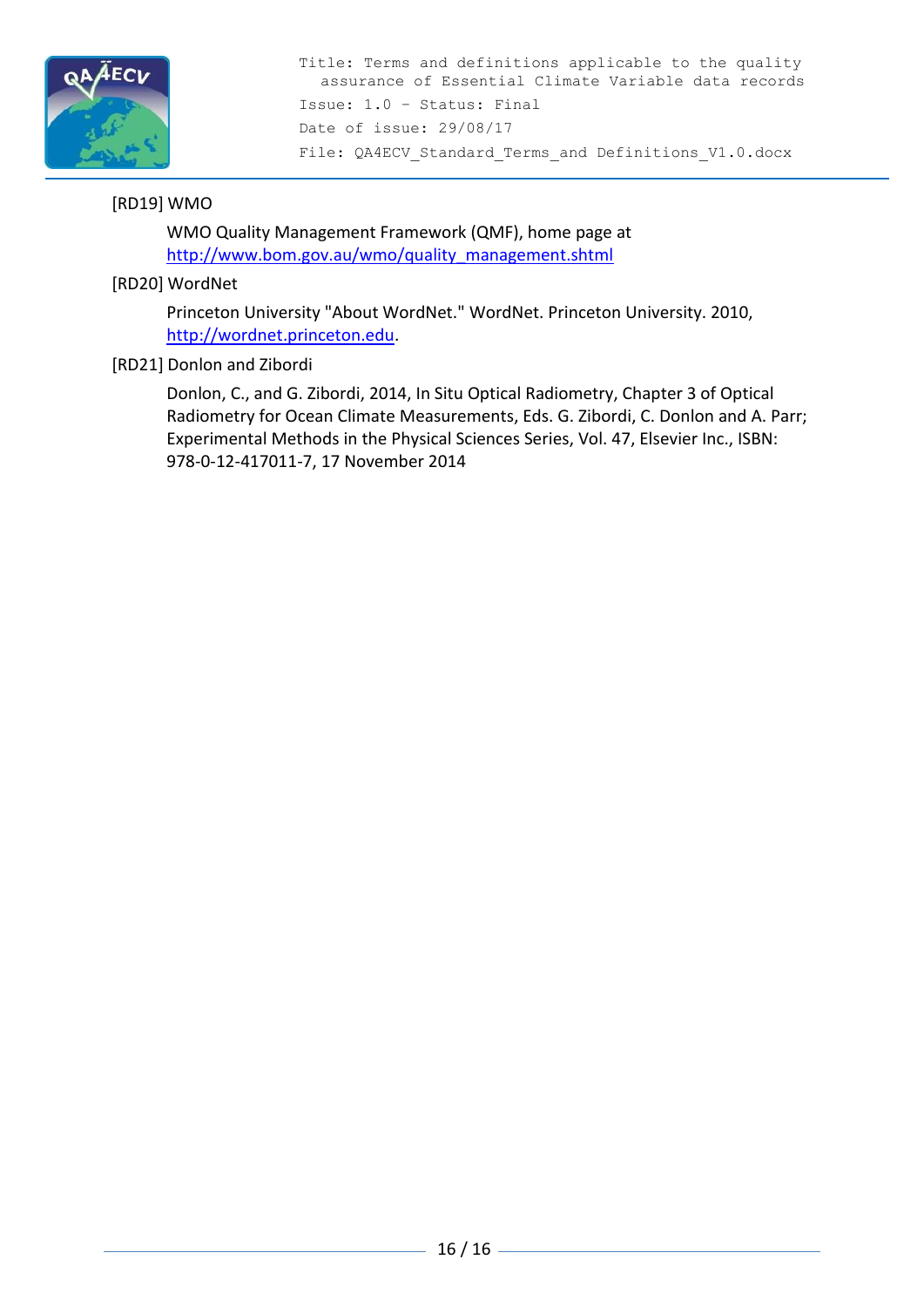[RD19] WMO

WMO Quality Management Framework (QMF), home page at http://www.bom.gov.au/wmo/quality_management.shtml

[RD20] WordNet

Princeton University "About WordNet." WordNet. Princeton University. 2010, http://wordnet.princeton.edu.

[RD21] Donlon and Zibordi

Donlon, C., and G. Zibordi, 2014, In Situ Optical Radiometry, Chapter 3 of Optical Radiometry for Ocean Climate Measurements, Eds. G. Zibordi, C. Donlon and A. Parr; Experimental Methods in the Physical Sciences Series, Vol. 47, Elsevier Inc., ISBN: 978-0-12-417011-7, 17 November 2014